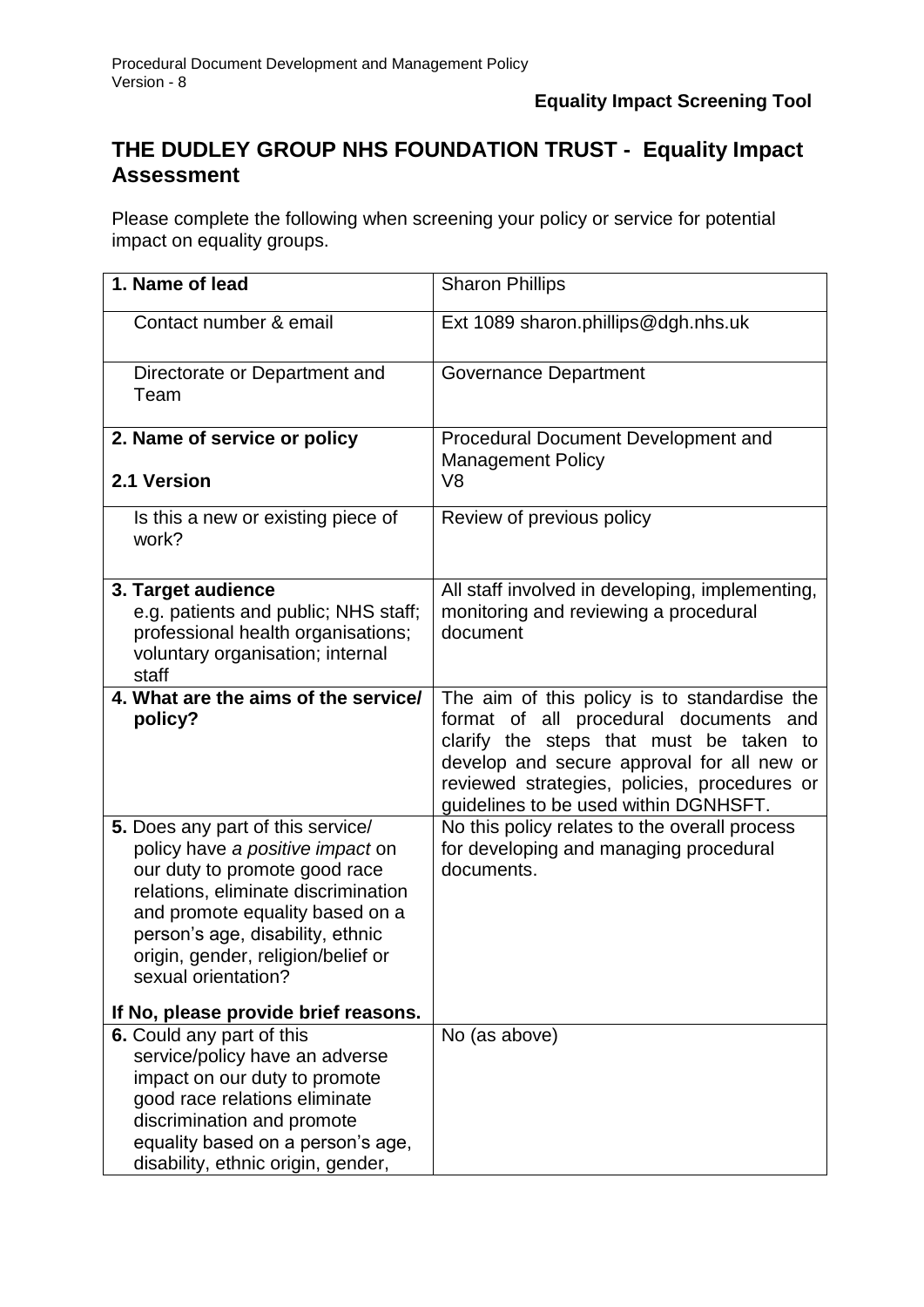**Equality Impact Screening Tool**

## THE DUDLEY GROUP NHS FOUNDATION TRUST - Equality Impact Assessment

Please complete the following when screening your policy or service for potential impact on equality groups.

| | |
|---|---|
| **1. Name of lead** | Sharon Phillips |
| Contact number & email | Ext 1089 sharon.phillips@dgh.nhs.uk |
| Directorate or Department and Team | Governance Department |
| **2. Name of service or policy**<br><br>**2.1 Version** | Procedural Document Development and Management Policy<br>V8 |
| Is this a new or existing piece of work? | Review of previous policy |
| **3. Target audience** e.g. patients and public; NHS staff; professional health organisations; voluntary organisation; internal staff | All staff involved in developing, implementing, monitoring and reviewing a procedural document |
| **4. What are the aims of the service/ policy?** | The aim of this policy is to standardise the format of all procedural documents and clarify the steps that must be taken to develop and secure approval for all new or reviewed strategies, policies, procedures or guidelines to be used within DGNHSFT. |
| **5.** Does any part of this service/ policy have *a positive impact* on our duty to promote good race relations, eliminate discrimination and promote equality based on a person's age, disability, ethnic origin, gender, religion/belief or sexual orientation?<br><br>**If No, please provide brief reasons.** | No this policy relates to the overall process for developing and managing procedural documents. |
| **6.** Could any part of this service/policy have an adverse impact on our duty to promote good race relations eliminate discrimination and promote equality based on a person's age, disability, ethnic origin, gender, | No (as above) |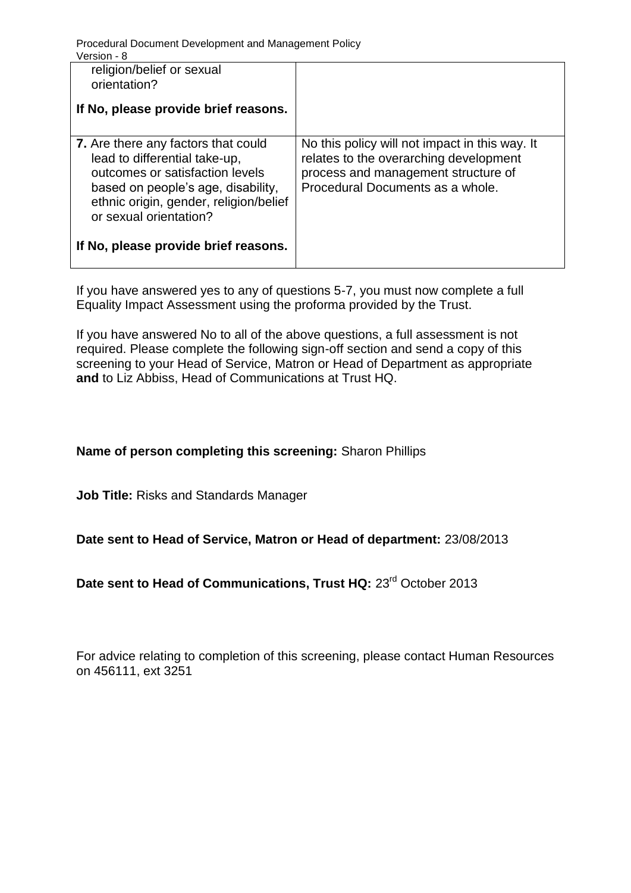| | |
|---|---|
| religion/belief or sexual orientation?<br><br>**If No, please provide brief reasons.** | |
| **7.** Are there any factors that could lead to differential take-up, outcomes or satisfaction levels based on people's age, disability, ethnic origin, gender, religion/belief or sexual orientation?<br><br>**If No, please provide brief reasons.** | No this policy will not impact in this way. It relates to the overarching development process and management structure of Procedural Documents as a whole. |

If you have answered yes to any of questions 5-7, you must now complete a full Equality Impact Assessment using the proforma provided by the Trust.

If you have answered No to all of the above questions, a full assessment is not required. Please complete the following sign-off section and send a copy of this screening to your Head of Service, Matron or Head of Department as appropriate **and** to Liz Abbiss, Head of Communications at Trust HQ.

**Name of person completing this screening:** Sharon Phillips

**Job Title:** Risks and Standards Manager

**Date sent to Head of Service, Matron or Head of department:** 23/08/2013

**Date sent to Head of Communications, Trust HQ:** 23rd October 2013

For advice relating to completion of this screening, please contact Human Resources on 456111, ext 3251